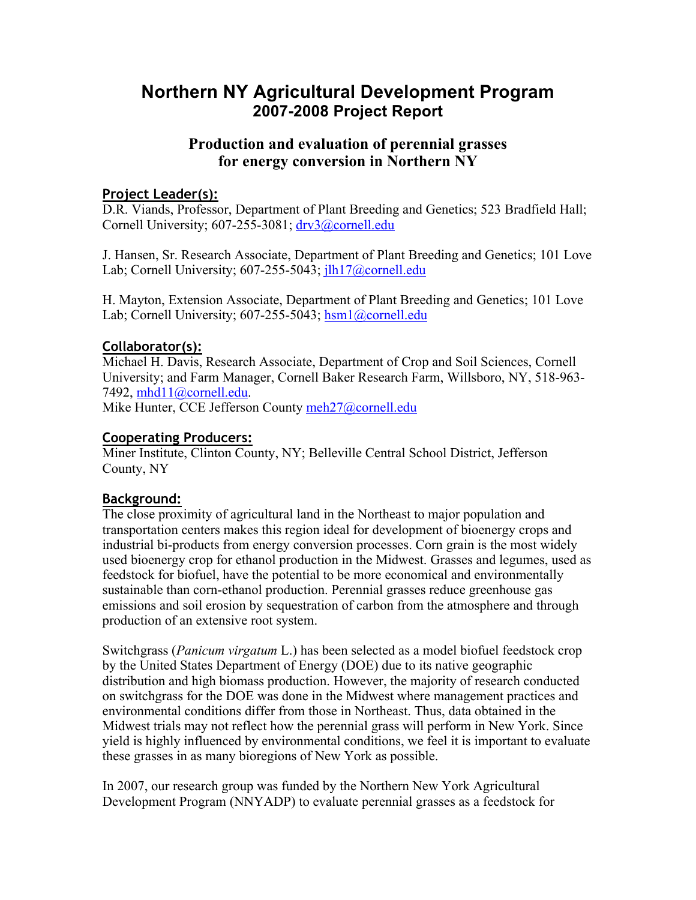# Northern NY Agricultural Development Program
## 2007-2008 Project Report

### Production and evaluation of perennial grasses for energy conversion in Northern NY

**Project Leader(s):**

D.R. Viands, Professor, Department of Plant Breeding and Genetics; 523 Bradfield Hall; Cornell University; 607-255-3081; drv3@cornell.edu

J. Hansen, Sr. Research Associate, Department of Plant Breeding and Genetics; 101 Love Lab; Cornell University; 607-255-5043; jlh17@cornell.edu

H. Mayton, Extension Associate, Department of Plant Breeding and Genetics; 101 Love Lab; Cornell University; 607-255-5043; hsm1@cornell.edu

**Collaborator(s):**

Michael H. Davis, Research Associate, Department of Crop and Soil Sciences, Cornell University; and Farm Manager, Cornell Baker Research Farm, Willsboro, NY, 518-963-7492, mhd11@cornell.edu.

Mike Hunter, CCE Jefferson County meh27@cornell.edu

**Cooperating Producers:**

Miner Institute, Clinton County, NY; Belleville Central School District, Jefferson County, NY

**Background:**

The close proximity of agricultural land in the Northeast to major population and transportation centers makes this region ideal for development of bioenergy crops and industrial bi-products from energy conversion processes. Corn grain is the most widely used bioenergy crop for ethanol production in the Midwest. Grasses and legumes, used as feedstock for biofuel, have the potential to be more economical and environmentally sustainable than corn-ethanol production. Perennial grasses reduce greenhouse gas emissions and soil erosion by sequestration of carbon from the atmosphere and through production of an extensive root system.

Switchgrass (*Panicum virgatum* L.) has been selected as a model biofuel feedstock crop by the United States Department of Energy (DOE) due to its native geographic distribution and high biomass production. However, the majority of research conducted on switchgrass for the DOE was done in the Midwest where management practices and environmental conditions differ from those in Northeast. Thus, data obtained in the Midwest trials may not reflect how the perennial grass will perform in New York. Since yield is highly influenced by environmental conditions, we feel it is important to evaluate these grasses in as many bioregions of New York as possible.

In 2007, our research group was funded by the Northern New York Agricultural Development Program (NNYADP) to evaluate perennial grasses as a feedstock for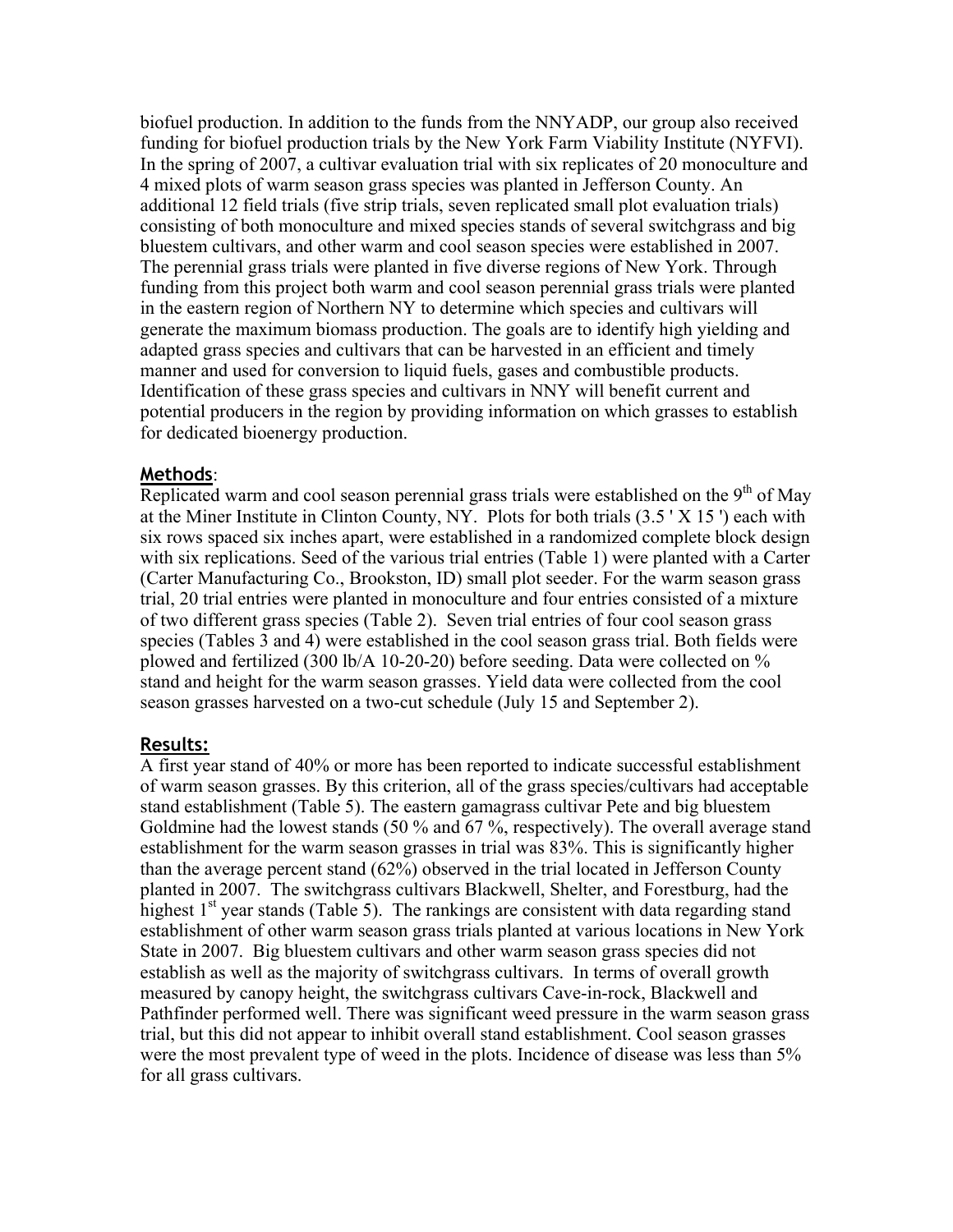biofuel production. In addition to the funds from the NNYADP, our group also received funding for biofuel production trials by the New York Farm Viability Institute (NYFVI). In the spring of 2007, a cultivar evaluation trial with six replicates of 20 monoculture and 4 mixed plots of warm season grass species was planted in Jefferson County. An additional 12 field trials (five strip trials, seven replicated small plot evaluation trials) consisting of both monoculture and mixed species stands of several switchgrass and big bluestem cultivars, and other warm and cool season species were established in 2007. The perennial grass trials were planted in five diverse regions of New York. Through funding from this project both warm and cool season perennial grass trials were planted in the eastern region of Northern NY to determine which species and cultivars will generate the maximum biomass production. The goals are to identify high yielding and adapted grass species and cultivars that can be harvested in an efficient and timely manner and used for conversion to liquid fuels, gases and combustible products. Identification of these grass species and cultivars in NNY will benefit current and potential producers in the region by providing information on which grasses to establish for dedicated bioenergy production.

## Methods:

Replicated warm and cool season perennial grass trials were established on the 9th of May at the Miner Institute in Clinton County, NY. Plots for both trials (3.5 ' X 15 ') each with six rows spaced six inches apart, were established in a randomized complete block design with six replications. Seed of the various trial entries (Table 1) were planted with a Carter (Carter Manufacturing Co., Brookston, ID) small plot seeder. For the warm season grass trial, 20 trial entries were planted in monoculture and four entries consisted of a mixture of two different grass species (Table 2). Seven trial entries of four cool season grass species (Tables 3 and 4) were established in the cool season grass trial. Both fields were plowed and fertilized (300 lb/A 10-20-20) before seeding. Data were collected on % stand and height for the warm season grasses. Yield data were collected from the cool season grasses harvested on a two-cut schedule (July 15 and September 2).

## Results:

A first year stand of 40% or more has been reported to indicate successful establishment of warm season grasses. By this criterion, all of the grass species/cultivars had acceptable stand establishment (Table 5). The eastern gamagrass cultivar Pete and big bluestem Goldmine had the lowest stands (50 % and 67 %, respectively). The overall average stand establishment for the warm season grasses in trial was 83%. This is significantly higher than the average percent stand (62%) observed in the trial located in Jefferson County planted in 2007. The switchgrass cultivars Blackwell, Shelter, and Forestburg, had the highest 1st year stands (Table 5). The rankings are consistent with data regarding stand establishment of other warm season grass trials planted at various locations in New York State in 2007. Big bluestem cultivars and other warm season grass species did not establish as well as the majority of switchgrass cultivars. In terms of overall growth measured by canopy height, the switchgrass cultivars Cave-in-rock, Blackwell and Pathfinder performed well. There was significant weed pressure in the warm season grass trial, but this did not appear to inhibit overall stand establishment. Cool season grasses were the most prevalent type of weed in the plots. Incidence of disease was less than 5% for all grass cultivars.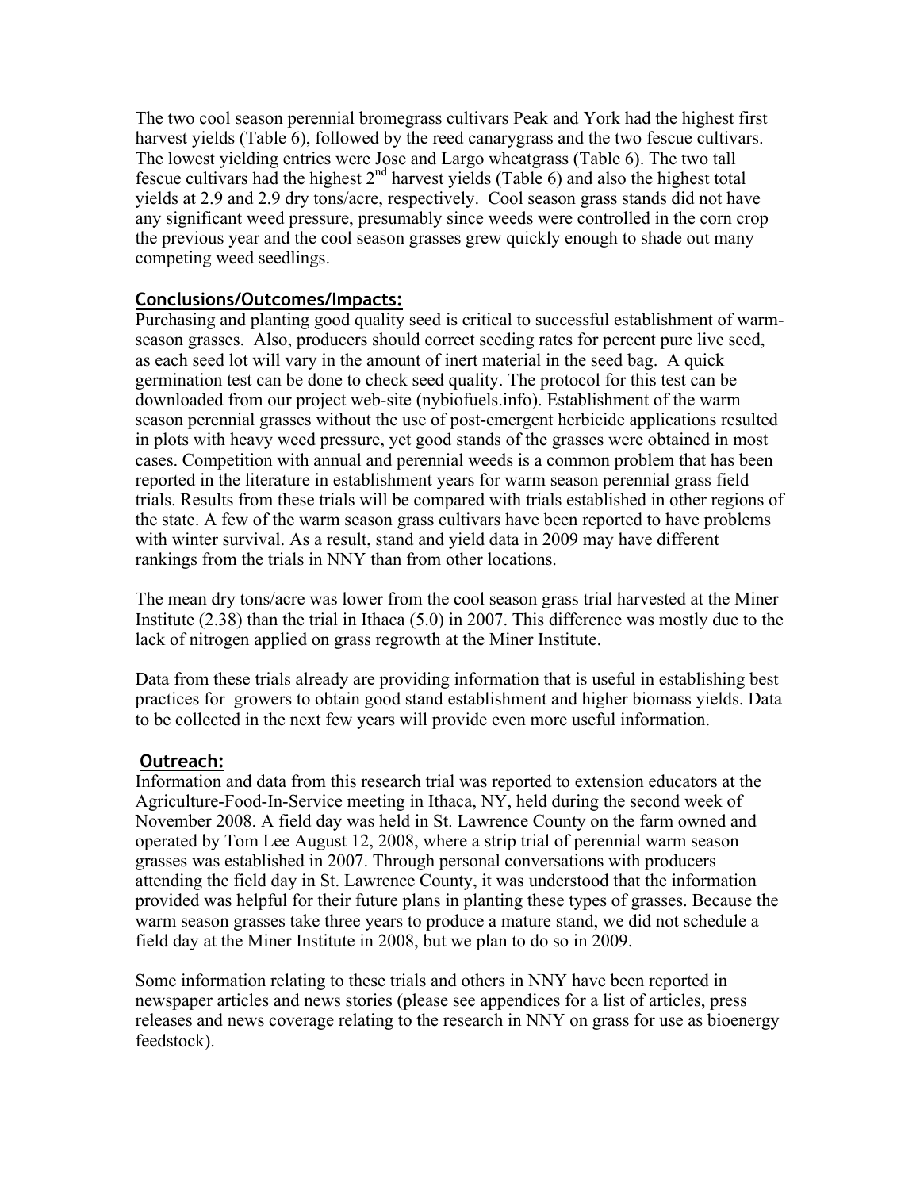The two cool season perennial bromegrass cultivars Peak and York had the highest first harvest yields (Table 6), followed by the reed canarygrass and the two fescue cultivars. The lowest yielding entries were Jose and Largo wheatgrass (Table 6). The two tall fescue cultivars had the highest 2nd harvest yields (Table 6) and also the highest total yields at 2.9 and 2.9 dry tons/acre, respectively. Cool season grass stands did not have any significant weed pressure, presumably since weeds were controlled in the corn crop the previous year and the cool season grasses grew quickly enough to shade out many competing weed seedlings.

## Conclusions/Outcomes/Impacts:

Purchasing and planting good quality seed is critical to successful establishment of warm-season grasses. Also, producers should correct seeding rates for percent pure live seed, as each seed lot will vary in the amount of inert material in the seed bag. A quick germination test can be done to check seed quality. The protocol for this test can be downloaded from our project web-site (nybiofuels.info). Establishment of the warm season perennial grasses without the use of post-emergent herbicide applications resulted in plots with heavy weed pressure, yet good stands of the grasses were obtained in most cases. Competition with annual and perennial weeds is a common problem that has been reported in the literature in establishment years for warm season perennial grass field trials. Results from these trials will be compared with trials established in other regions of the state. A few of the warm season grass cultivars have been reported to have problems with winter survival. As a result, stand and yield data in 2009 may have different rankings from the trials in NNY than from other locations.

The mean dry tons/acre was lower from the cool season grass trial harvested at the Miner Institute (2.38) than the trial in Ithaca (5.0) in 2007. This difference was mostly due to the lack of nitrogen applied on grass regrowth at the Miner Institute.

Data from these trials already are providing information that is useful in establishing best practices for growers to obtain good stand establishment and higher biomass yields. Data to be collected in the next few years will provide even more useful information.

## Outreach:

Information and data from this research trial was reported to extension educators at the Agriculture-Food-In-Service meeting in Ithaca, NY, held during the second week of November 2008. A field day was held in St. Lawrence County on the farm owned and operated by Tom Lee August 12, 2008, where a strip trial of perennial warm season grasses was established in 2007. Through personal conversations with producers attending the field day in St. Lawrence County, it was understood that the information provided was helpful for their future plans in planting these types of grasses. Because the warm season grasses take three years to produce a mature stand, we did not schedule a field day at the Miner Institute in 2008, but we plan to do so in 2009.

Some information relating to these trials and others in NNY have been reported in newspaper articles and news stories (please see appendices for a list of articles, press releases and news coverage relating to the research in NNY on grass for use as bioenergy feedstock).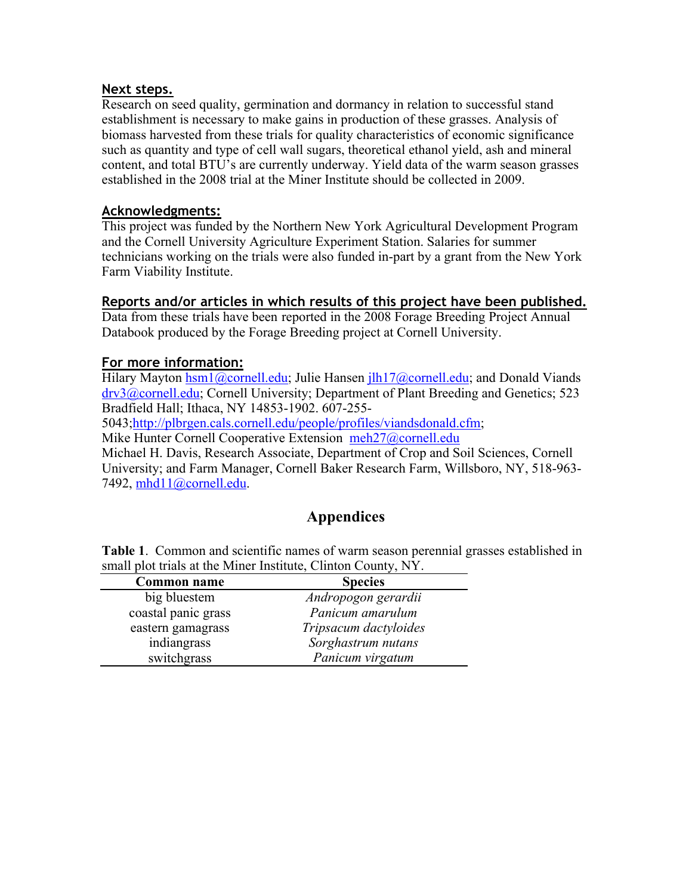## Next steps.

Research on seed quality, germination and dormancy in relation to successful stand establishment is necessary to make gains in production of these grasses. Analysis of biomass harvested from these trials for quality characteristics of economic significance such as quantity and type of cell wall sugars, theoretical ethanol yield, ash and mineral content, and total BTU's are currently underway. Yield data of the warm season grasses established in the 2008 trial at the Miner Institute should be collected in 2009.

## Acknowledgments:

This project was funded by the Northern New York Agricultural Development Program and the Cornell University Agriculture Experiment Station. Salaries for summer technicians working on the trials were also funded in-part by a grant from the New York Farm Viability Institute.

## Reports and/or articles in which results of this project have been published.

Data from these trials have been reported in the 2008 Forage Breeding Project Annual Databook produced by the Forage Breeding project at Cornell University.

## For more information:

Hilary Mayton hsm1@cornell.edu; Julie Hansen jlh17@cornell.edu; and Donald Viands drv3@cornell.edu; Cornell University; Department of Plant Breeding and Genetics; 523 Bradfield Hall; Ithaca, NY 14853-1902. 607-255-5043;http://plbrgen.cals.cornell.edu/people/profiles/viandsdonald.cfm;
Mike Hunter Cornell Cooperative Extension meh27@cornell.edu
Michael H. Davis, Research Associate, Department of Crop and Soil Sciences, Cornell University; and Farm Manager, Cornell Baker Research Farm, Willsboro, NY, 518-963-7492, mhd11@cornell.edu.

# Appendices

**Table 1**. Common and scientific names of warm season perennial grasses established in small plot trials at the Miner Institute, Clinton County, NY.

| Common name | Species |
|---|---|
| big bluestem | *Andropogon gerardii* |
| coastal panic grass | *Panicum amarulum* |
| eastern gamagrass | *Tripsacum dactyloides* |
| indiangrass | *Sorghastrum nutans* |
| switchgrass | *Panicum virgatum* |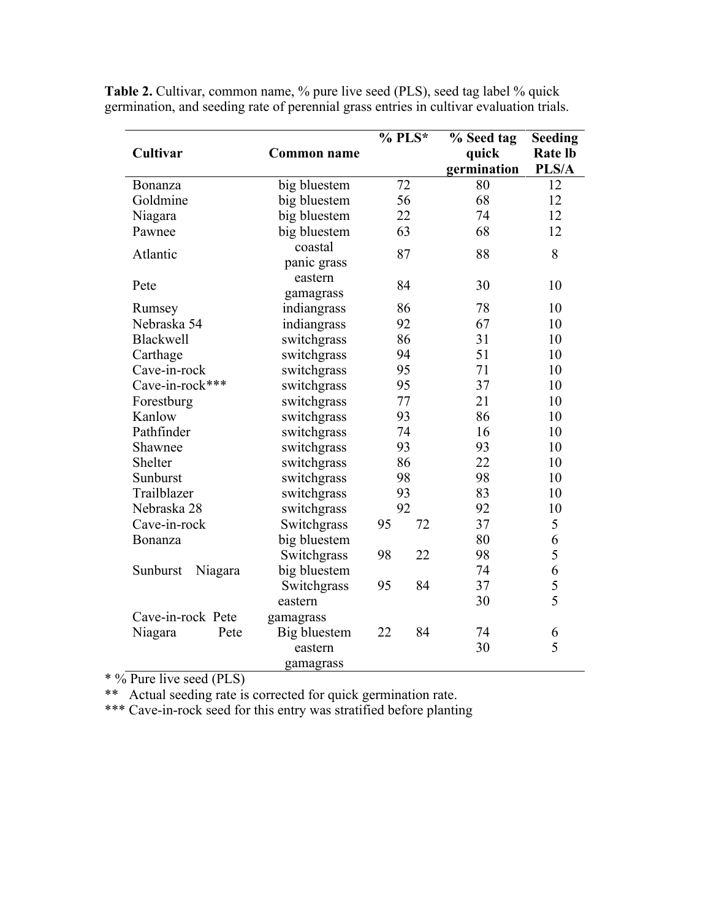**Table 2.** Cultivar, common name, % pure live seed (PLS), seed tag label % quick germination, and seeding rate of perennial grass entries in cultivar evaluation trials.

| Cultivar | Common name | % PLS* | % Seed tag quick germination | Seeding Rate lb PLS/A |
|---|---|---|---|---|
| Bonanza | big bluestem | 72 | 80 | 12 |
| Goldmine | big bluestem | 56 | 68 | 12 |
| Niagara | big bluestem | 22 | 74 | 12 |
| Pawnee | big bluestem | 63 | 68 | 12 |
| Atlantic | coastal panic grass | 87 | 88 | 8 |
| Pete | eastern gamagrass | 84 | 30 | 10 |
| Rumsey | indiangrass | 86 | 78 | 10 |
| Nebraska 54 | indiangrass | 92 | 67 | 10 |
| Blackwell | switchgrass | 86 | 31 | 10 |
| Carthage | switchgrass | 94 | 51 | 10 |
| Cave-in-rock | switchgrass | 95 | 71 | 10 |
| Cave-in-rock*** | switchgrass | 95 | 37 | 10 |
| Forestburg | switchgrass | 77 | 21 | 10 |
| Kanlow | switchgrass | 93 | 86 | 10 |
| Pathfinder | switchgrass | 74 | 16 | 10 |
| Shawnee | switchgrass | 93 | 93 | 10 |
| Shelter | switchgrass | 86 | 22 | 10 |
| Sunburst | switchgrass | 98 | 98 | 10 |
| Trailblazer | switchgrass | 93 | 83 | 10 |
| Nebraska 28 | switchgrass | 92 | 92 | 10 |
| Cave-in-rock | Switchgrass | 95 72 | 37 | 5 |
| Bonanza | big bluestem | | 80 | 6 |
| | Switchgrass | 98 22 | 98 | 5 |
| Sunburst Niagara | big bluestem | | 74 | 6 |
| | Switchgrass | 95 84 | 37 | 5 |
| Cave-in-rock Pete | eastern gamagrass | | 30 | 5 |
| Niagara Pete | Big bluestem | 22 84 | 74 | 6 |
| | eastern gamagrass | | 30 | 5 |

\* % Pure live seed (PLS)

\*\* Actual seeding rate is corrected for quick germination rate.

\*\*\* Cave-in-rock seed for this entry was stratified before planting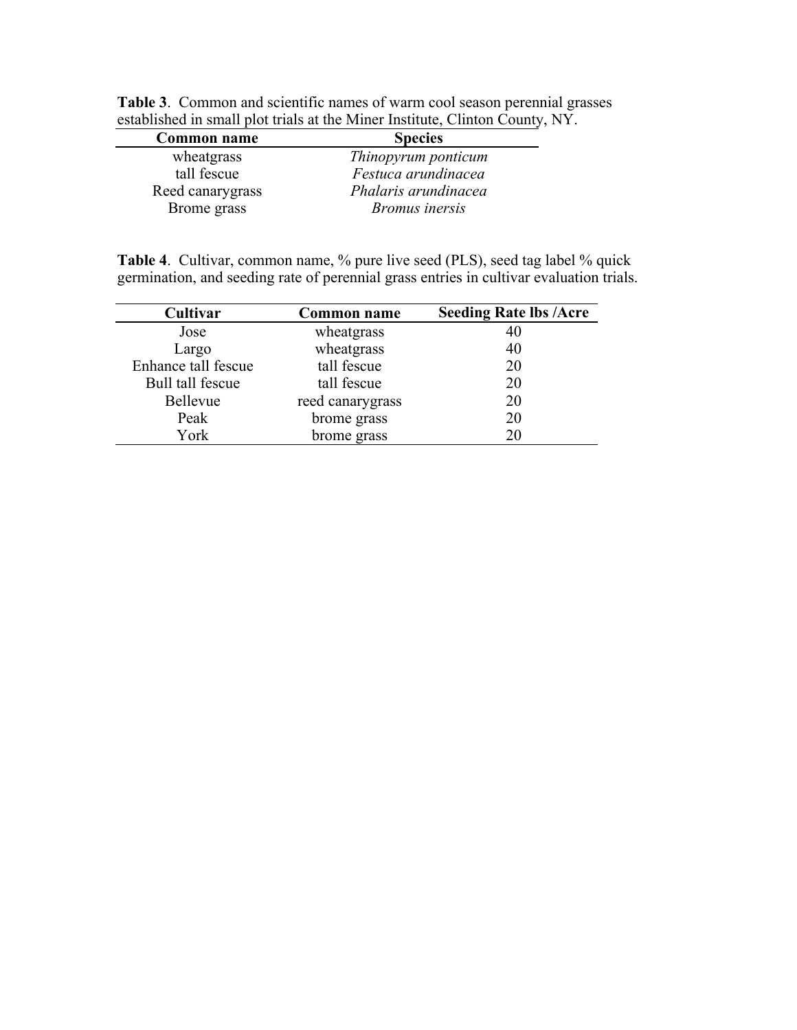**Table 3**. Common and scientific names of warm cool season perennial grasses established in small plot trials at the Miner Institute, Clinton County, NY.

| Common name | Species |
|---|---|
| wheatgrass | *Thinopyrum ponticum* |
| tall fescue | *Festuca arundinacea* |
| Reed canarygrass | *Phalaris arundinacea* |
| Brome grass | *Bromus inersis* |

**Table 4**. Cultivar, common name, % pure live seed (PLS), seed tag label % quick germination, and seeding rate of perennial grass entries in cultivar evaluation trials.

| Cultivar | Common name | Seeding Rate lbs /Acre |
|---|---|---|
| Jose | wheatgrass | 40 |
| Largo | wheatgrass | 40 |
| Enhance tall fescue | tall fescue | 20 |
| Bull tall fescue | tall fescue | 20 |
| Bellevue | reed canarygrass | 20 |
| Peak | brome grass | 20 |
| York | brome grass | 20 |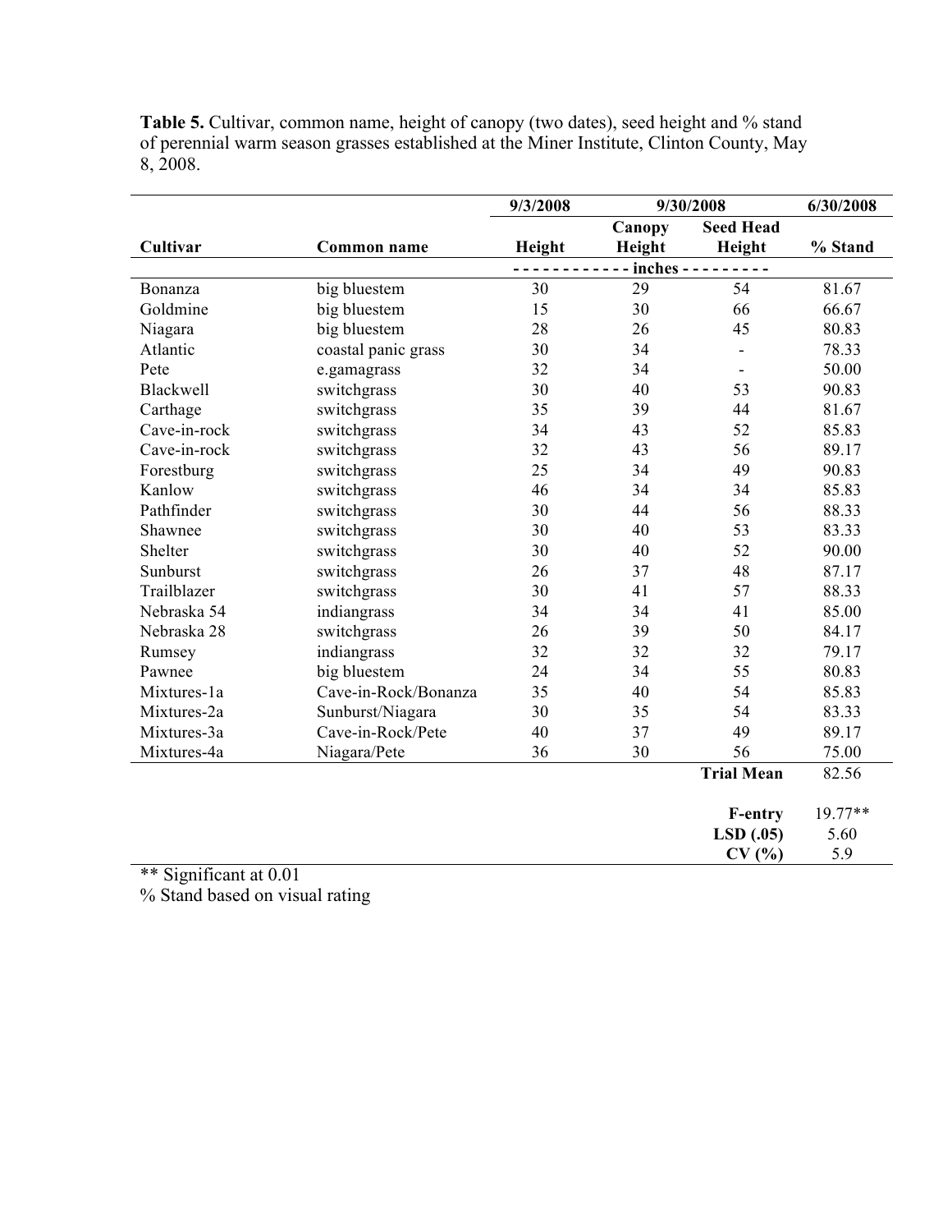**Table 5.** Cultivar, common name, height of canopy (two dates), seed height and % stand of perennial warm season grasses established at the Miner Institute, Clinton County, May 8, 2008.

| | | 9/3/2008 | 9/30/2008 | | 6/30/2008 |
|---|---|---|---|---|---|
| **Cultivar** | **Common name** | **Height** | **Canopy Height** | **Seed Head Height** | **% Stand** |
| | | - - - - - - - - - - - - inches - - - - - - - - - | | | |
| Bonanza | big bluestem | 30 | 29 | 54 | 81.67 |
| Goldmine | big bluestem | 15 | 30 | 66 | 66.67 |
| Niagara | big bluestem | 28 | 26 | 45 | 80.83 |
| Atlantic | coastal panic grass | 30 | 34 | - | 78.33 |
| Pete | e.gamagrass | 32 | 34 | - | 50.00 |
| Blackwell | switchgrass | 30 | 40 | 53 | 90.83 |
| Carthage | switchgrass | 35 | 39 | 44 | 81.67 |
| Cave-in-rock | switchgrass | 34 | 43 | 52 | 85.83 |
| Cave-in-rock | switchgrass | 32 | 43 | 56 | 89.17 |
| Forestburg | switchgrass | 25 | 34 | 49 | 90.83 |
| Kanlow | switchgrass | 46 | 34 | 34 | 85.83 |
| Pathfinder | switchgrass | 30 | 44 | 56 | 88.33 |
| Shawnee | switchgrass | 30 | 40 | 53 | 83.33 |
| Shelter | switchgrass | 30 | 40 | 52 | 90.00 |
| Sunburst | switchgrass | 26 | 37 | 48 | 87.17 |
| Trailblazer | switchgrass | 30 | 41 | 57 | 88.33 |
| Nebraska 54 | indiangrass | 34 | 34 | 41 | 85.00 |
| Nebraska 28 | switchgrass | 26 | 39 | 50 | 84.17 |
| Rumsey | indiangrass | 32 | 32 | 32 | 79.17 |
| Pawnee | big bluestem | 24 | 34 | 55 | 80.83 |
| Mixtures-1a | Cave-in-Rock/Bonanza | 35 | 40 | 54 | 85.83 |
| Mixtures-2a | Sunburst/Niagara | 30 | 35 | 54 | 83.33 |
| Mixtures-3a | Cave-in-Rock/Pete | 40 | 37 | 49 | 89.17 |
| Mixtures-4a | Niagara/Pete | 36 | 30 | 56 | 75.00 |
| | | | | **Trial Mean** | 82.56 |
| | | | | **F-entry** | 19.77** |
| | | | | **LSD (.05)** | 5.60 |
| | | | | **CV (%)** | 5.9 |

** Significant at 0.01

% Stand based on visual rating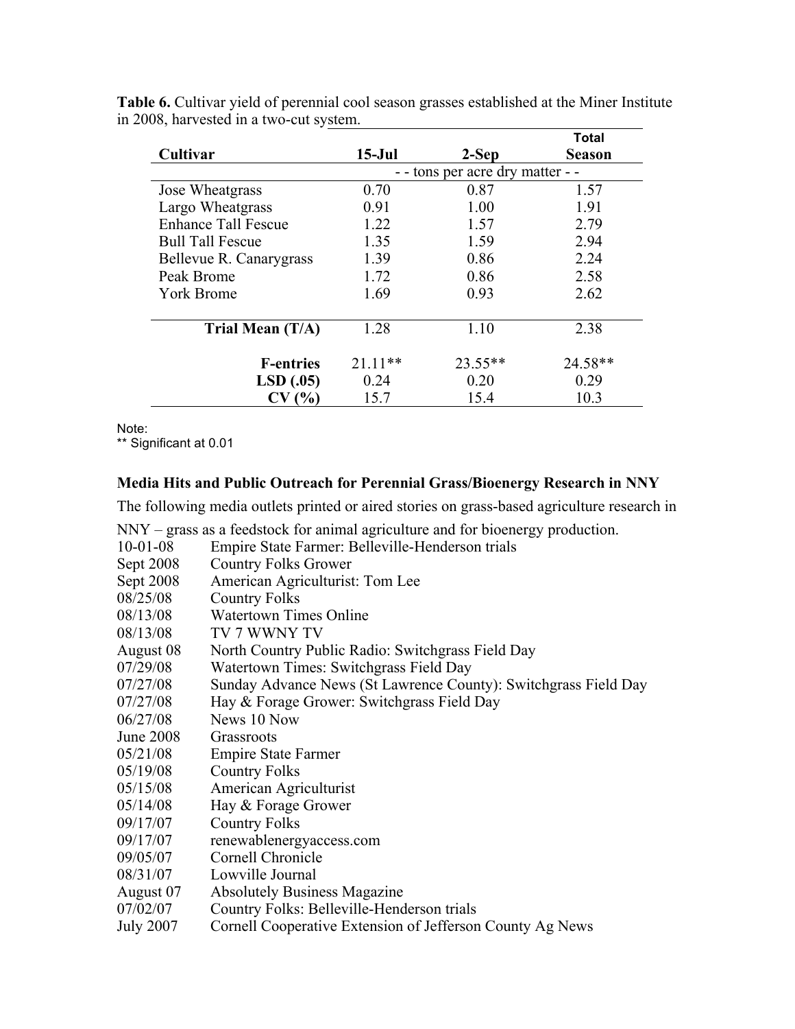**Table 6.** Cultivar yield of perennial cool season grasses established at the Miner Institute in 2008, harvested in a two-cut system.

| Cultivar | 15-Jul | 2-Sep | Total Season |
|---|---|---|---|
| | - - tons per acre dry matter - - | | |
| Jose Wheatgrass | 0.70 | 0.87 | 1.57 |
| Largo Wheatgrass | 0.91 | 1.00 | 1.91 |
| Enhance Tall Fescue | 1.22 | 1.57 | 2.79 |
| Bull Tall Fescue | 1.35 | 1.59 | 2.94 |
| Bellevue R. Canarygrass | 1.39 | 0.86 | 2.24 |
| Peak Brome | 1.72 | 0.86 | 2.58 |
| York Brome | 1.69 | 0.93 | 2.62 |
| **Trial Mean (T/A)** | 1.28 | 1.10 | 2.38 |
| **F-entries** | 21.11** | 23.55** | 24.58** |
| **LSD (.05)** | 0.24 | 0.20 | 0.29 |
| **CV (%)** | 15.7 | 15.4 | 10.3 |

Note:
** Significant at 0.01

### Media Hits and Public Outreach for Perennial Grass/Bioenergy Research in NNY

The following media outlets printed or aired stories on grass-based agriculture research in NNY – grass as a feedstock for animal agriculture and for bioenergy production.

| | |
|---|---|
| 10-01-08 | Empire State Farmer: Belleville-Henderson trials |
| Sept 2008 | Country Folks Grower |
| Sept 2008 | American Agriculturist: Tom Lee |
| 08/25/08 | Country Folks |
| 08/13/08 | Watertown Times Online |
| 08/13/08 | TV 7 WWNY TV |
| August 08 | North Country Public Radio: Switchgrass Field Day |
| 07/29/08 | Watertown Times: Switchgrass Field Day |
| 07/27/08 | Sunday Advance News (St Lawrence County): Switchgrass Field Day |
| 07/27/08 | Hay & Forage Grower: Switchgrass Field Day |
| 06/27/08 | News 10 Now |
| June 2008 | Grassroots |
| 05/21/08 | Empire State Farmer |
| 05/19/08 | Country Folks |
| 05/15/08 | American Agriculturist |
| 05/14/08 | Hay & Forage Grower |
| 09/17/07 | Country Folks |
| 09/17/07 | renewablenergyaccess.com |
| 09/05/07 | Cornell Chronicle |
| 08/31/07 | Lowville Journal |
| August 07 | Absolutely Business Magazine |
| 07/02/07 | Country Folks: Belleville-Henderson trials |
| July 2007 | Cornell Cooperative Extension of Jefferson County Ag News |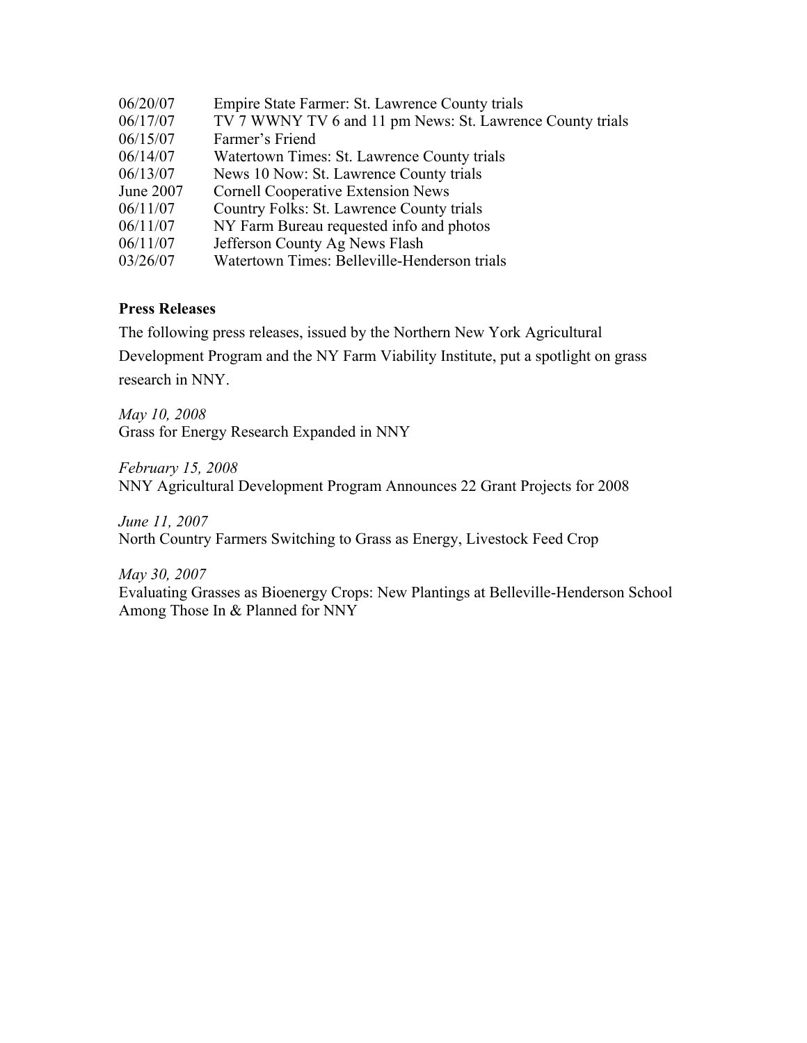| | |
|---|---|
| 06/20/07 | Empire State Farmer: St. Lawrence County trials |
| 06/17/07 | TV 7 WWNY TV 6 and 11 pm News: St. Lawrence County trials |
| 06/15/07 | Farmer's Friend |
| 06/14/07 | Watertown Times: St. Lawrence County trials |
| 06/13/07 | News 10 Now: St. Lawrence County trials |
| June 2007 | Cornell Cooperative Extension News |
| 06/11/07 | Country Folks: St. Lawrence County trials |
| 06/11/07 | NY Farm Bureau requested info and photos |
| 06/11/07 | Jefferson County Ag News Flash |
| 03/26/07 | Watertown Times: Belleville-Henderson trials |

**Press Releases**

The following press releases, issued by the Northern New York Agricultural Development Program and the NY Farm Viability Institute, put a spotlight on grass research in NNY.

*May 10, 2008*
Grass for Energy Research Expanded in NNY

*February 15, 2008*
NNY Agricultural Development Program Announces 22 Grant Projects for 2008

*June 11, 2007*
North Country Farmers Switching to Grass as Energy, Livestock Feed Crop

*May 30, 2007*
Evaluating Grasses as Bioenergy Crops: New Plantings at Belleville-Henderson School Among Those In & Planned for NNY